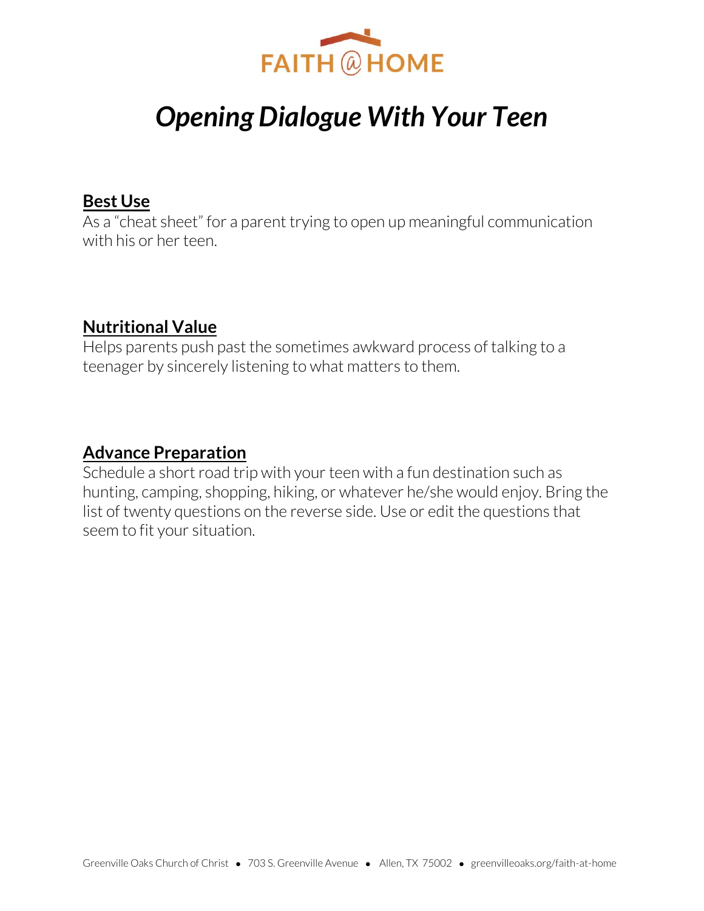FAITH @ HOME

# *Opening Dialogue With Your Teen*

## Best Use

As a "cheat sheet" for a parent trying to open up meaningful communication with his or her teen.

## Nutritional Value

Helps parents push past the sometimes awkward process of talking to a teenager by sincerely listening to what matters to them.

## Advance Preparation

Schedule a short road trip with your teen with a fun destination such as hunting, camping, shopping, hiking, or whatever he/she would enjoy. Bring the list of twenty questions on the reverse side. Use or edit the questions that seem to fit your situation.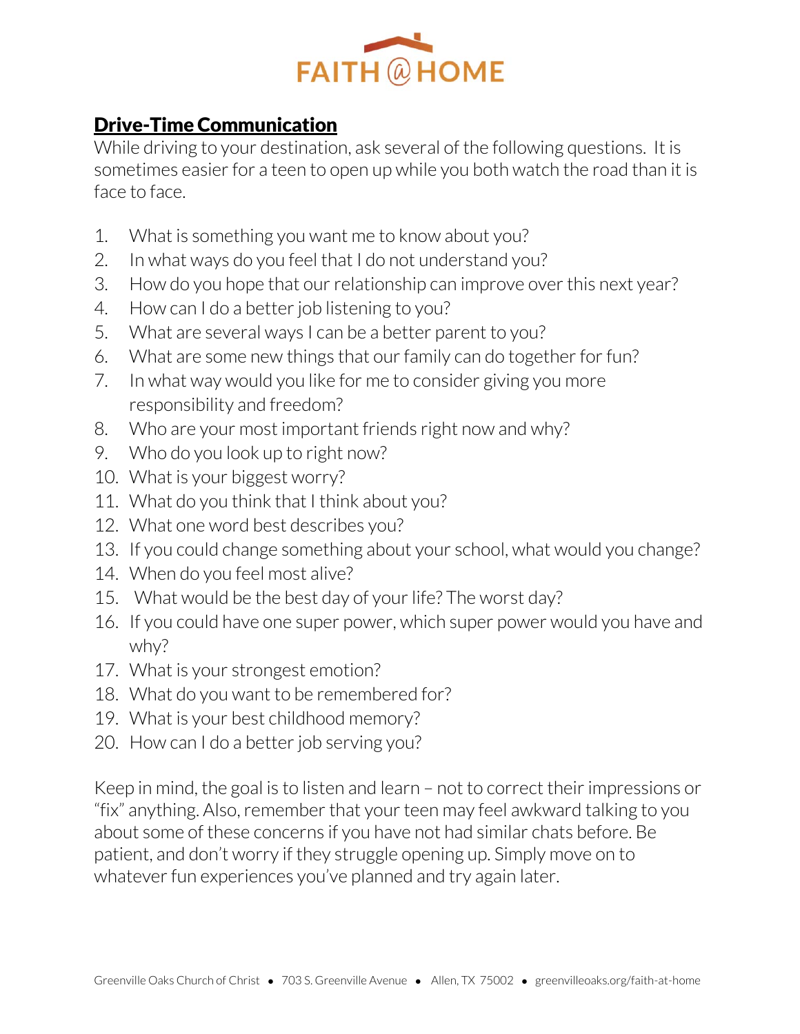FAITH @ HOME

## Drive-Time Communication

While driving to your destination, ask several of the following questions. It is sometimes easier for a teen to open up while you both watch the road than it is face to face.

1. What is something you want me to know about you?
2. In what ways do you feel that I do not understand you?
3. How do you hope that our relationship can improve over this next year?
4. How can I do a better job listening to you?
5. What are several ways I can be a better parent to you?
6. What are some new things that our family can do together for fun?
7. In what way would you like for me to consider giving you more responsibility and freedom?
8. Who are your most important friends right now and why?
9. Who do you look up to right now?
10. What is your biggest worry?
11. What do you think that I think about you?
12. What one word best describes you?
13. If you could change something about your school, what would you change?
14. When do you feel most alive?
15. What would be the best day of your life? The worst day?
16. If you could have one super power, which super power would you have and why?
17. What is your strongest emotion?
18. What do you want to be remembered for?
19. What is your best childhood memory?
20. How can I do a better job serving you?

Keep in mind, the goal is to listen and learn – not to correct their impressions or "fix" anything. Also, remember that your teen may feel awkward talking to you about some of these concerns if you have not had similar chats before. Be patient, and don't worry if they struggle opening up. Simply move on to whatever fun experiences you've planned and try again later.

Greenville Oaks Church of Christ • 703 S. Greenville Avenue • Allen, TX 75002 • greenvilleoaks.org/faith-at-home